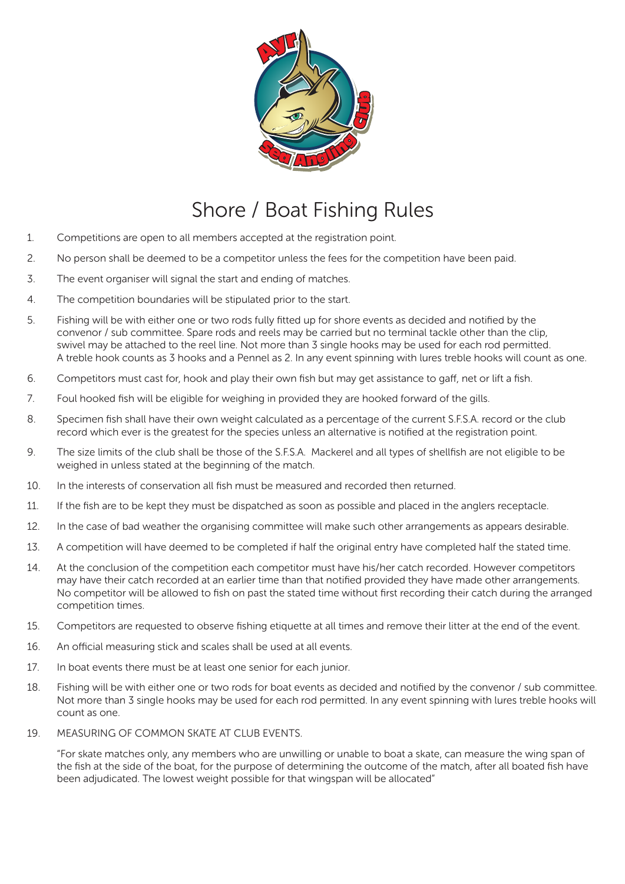# Shore / Boat Fishing Rules

1. Competitions are open to all members accepted at the registration point.
2. No person shall be deemed to be a competitor unless the fees for the competition have been paid.
3. The event organiser will signal the start and ending of matches.
4. The competition boundaries will be stipulated prior to the start.
5. Fishing will be with either one or two rods fully fitted up for shore events as decided and notified by the convenor / sub committee. Spare rods and reels may be carried but no terminal tackle other than the clip, swivel may be attached to the reel line. Not more than 3 single hooks may be used for each rod permitted. A treble hook counts as 3 hooks and a Pennel as 2. In any event spinning with lures treble hooks will count as one.
6. Competitors must cast for, hook and play their own fish but may get assistance to gaff, net or lift a fish.
7. Foul hooked fish will be eligible for weighing in provided they are hooked forward of the gills.
8. Specimen fish shall have their own weight calculated as a percentage of the current S.F.S.A. record or the club record which ever is the greatest for the species unless an alternative is notified at the registration point.
9. The size limits of the club shall be those of the S.F.S.A. Mackerel and all types of shellfish are not eligible to be weighed in unless stated at the beginning of the match.
10. In the interests of conservation all fish must be measured and recorded then returned.
11. If the fish are to be kept they must be dispatched as soon as possible and placed in the anglers receptacle.
12. In the case of bad weather the organising committee will make such other arrangements as appears desirable.
13. A competition will have deemed to be completed if half the original entry have completed half the stated time.
14. At the conclusion of the competition each competitor must have his/her catch recorded. However competitors may have their catch recorded at an earlier time than that notified provided they have made other arrangements. No competitor will be allowed to fish on past the stated time without first recording their catch during the arranged competition times.
15. Competitors are requested to observe fishing etiquette at all times and remove their litter at the end of the event.
16. An official measuring stick and scales shall be used at all events.
17. In boat events there must be at least one senior for each junior.
18. Fishing will be with either one or two rods for boat events as decided and notified by the convenor / sub committee. Not more than 3 single hooks may be used for each rod permitted. In any event spinning with lures treble hooks will count as one.
19. MEASURING OF COMMON SKATE AT CLUB EVENTS.

    "For skate matches only, any members who are unwilling or unable to boat a skate, can measure the wing span of the fish at the side of the boat, for the purpose of determining the outcome of the match, after all boated fish have been adjudicated. The lowest weight possible for that wingspan will be allocated"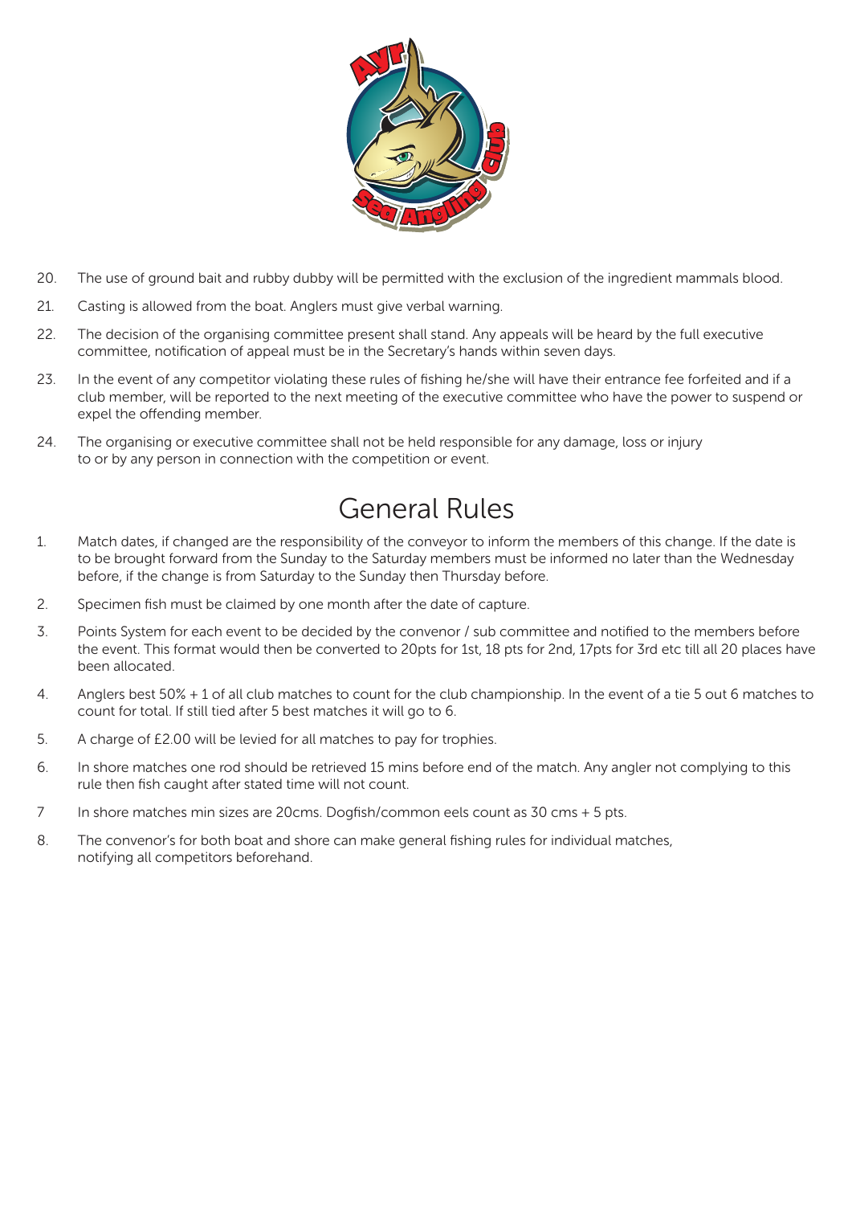20. The use of ground bait and rubby dubby will be permitted with the exclusion of the ingredient mammals blood.
21. Casting is allowed from the boat. Anglers must give verbal warning.
22. The decision of the organising committee present shall stand. Any appeals will be heard by the full executive committee, notification of appeal must be in the Secretary's hands within seven days.
23. In the event of any competitor violating these rules of fishing he/she will have their entrance fee forfeited and if a club member, will be reported to the next meeting of the executive committee who have the power to suspend or expel the offending member.
24. The organising or executive committee shall not be held responsible for any damage, loss or injury to or by any person in connection with the competition or event.

# General Rules

1. Match dates, if changed are the responsibility of the conveyor to inform the members of this change. If the date is to be brought forward from the Sunday to the Saturday members must be informed no later than the Wednesday before, if the change is from Saturday to the Sunday then Thursday before.
2. Specimen fish must be claimed by one month after the date of capture.
3. Points System for each event to be decided by the convenor / sub committee and notified to the members before the event. This format would then be converted to 20pts for 1st, 18 pts for 2nd, 17pts for 3rd etc till all 20 places have been allocated.
4. Anglers best 50% + 1 of all club matches to count for the club championship. In the event of a tie 5 out 6 matches to count for total. If still tied after 5 best matches it will go to 6.
5. A charge of £2.00 will be levied for all matches to pay for trophies.
6. In shore matches one rod should be retrieved 15 mins before end of the match. Any angler not complying to this rule then fish caught after stated time will not count.
7. In shore matches min sizes are 20cms. Dogfish/common eels count as 30 cms + 5 pts.
8. The convenor's for both boat and shore can make general fishing rules for individual matches, notifying all competitors beforehand.